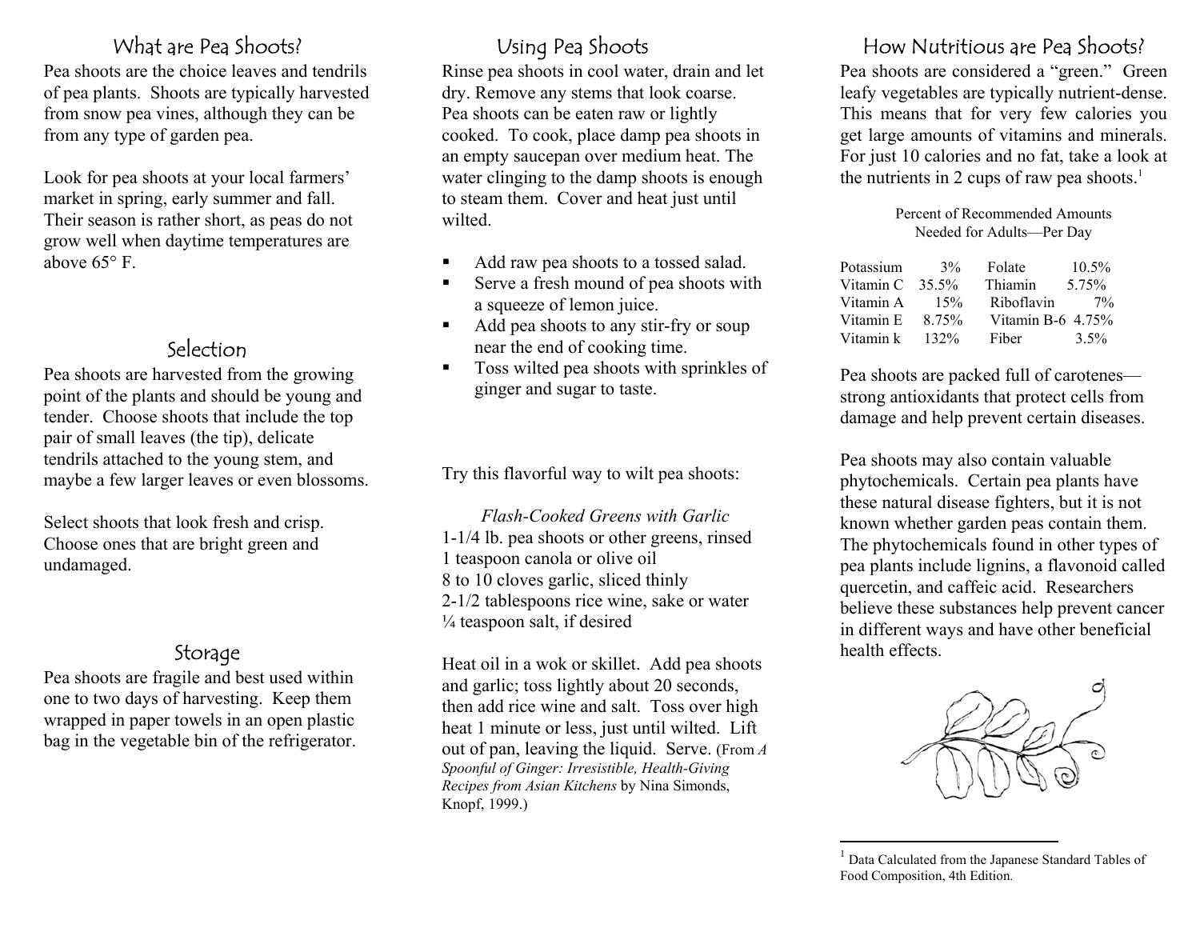## What are Pea Shoots?

Pea shoots are the choice leaves and tendrils of pea plants. Shoots are typically harvested from snow pea vines, although they can be from any type of garden pea.

Look for pea shoots at your local farmers' market in spring, early summer and fall. Their season is rather short, as peas do not grow well when daytime temperatures are above 65° F.

## Selection

Pea shoots are harvested from the growing point of the plants and should be young and tender. Choose shoots that include the top pair of small leaves (the tip), delicate tendrils attached to the young stem, and maybe a few larger leaves or even blossoms.

Select shoots that look fresh and crisp. Choose ones that are bright green and undamaged.

## Storage

Pea shoots are fragile and best used within one to two days of harvesting. Keep them wrapped in paper towels in an open plastic bag in the vegetable bin of the refrigerator.

## Using Pea Shoots

Rinse pea shoots in cool water, drain and let dry. Remove any stems that look coarse. Pea shoots can be eaten raw or lightly cooked. To cook, place damp pea shoots in an empty saucepan over medium heat. The water clinging to the damp shoots is enough to steam them. Cover and heat just until wilted.

- Add raw pea shoots to a tossed salad.
- Serve a fresh mound of pea shoots with a squeeze of lemon juice.
- Add pea shoots to any stir-fry or soup near the end of cooking time.
- Toss wilted pea shoots with sprinkles of ginger and sugar to taste.

Try this flavorful way to wilt pea shoots:

*Flash-Cooked Greens with Garlic*

1-1/4 lb. pea shoots or other greens, rinsed
1 teaspoon canola or olive oil
8 to 10 cloves garlic, sliced thinly
2-1/2 tablespoons rice wine, sake or water
¼ teaspoon salt, if desired

Heat oil in a wok or skillet. Add pea shoots and garlic; toss lightly about 20 seconds, then add rice wine and salt. Toss over high heat 1 minute or less, just until wilted. Lift out of pan, leaving the liquid. Serve. (From *A Spoonful of Ginger: Irresistible, Health-Giving Recipes from Asian Kitchens* by Nina Simonds, Knopf, 1999.)

## How Nutritious are Pea Shoots?

Pea shoots are considered a "green." Green leafy vegetables are typically nutrient-dense. This means that for very few calories you get large amounts of vitamins and minerals. For just 10 calories and no fat, take a look at the nutrients in 2 cups of raw pea shoots.[1]

Percent of Recommended Amounts Needed for Adults—Per Day

| Nutrient | % | Nutrient | % |
|---|---|---|---|
| Potassium | 3% | Folate | 10.5% |
| Vitamin C | 35.5% | Thiamin | 5.75% |
| Vitamin A | 15% | Riboflavin | 7% |
| Vitamin E | 8.75% | Vitamin B-6 | 4.75% |
| Vitamin k | 132% | Fiber | 3.5% |

Pea shoots are packed full of carotenes—strong antioxidants that protect cells from damage and help prevent certain diseases.

Pea shoots may also contain valuable phytochemicals. Certain pea plants have these natural disease fighters, but it is not known whether garden peas contain them. The phytochemicals found in other types of pea plants include lignins, a flavonoid called quercetin, and caffeic acid. Researchers believe these substances help prevent cancer in different ways and have other beneficial health effects.

[1] Data Calculated from the Japanese Standard Tables of Food Composition, 4th Edition.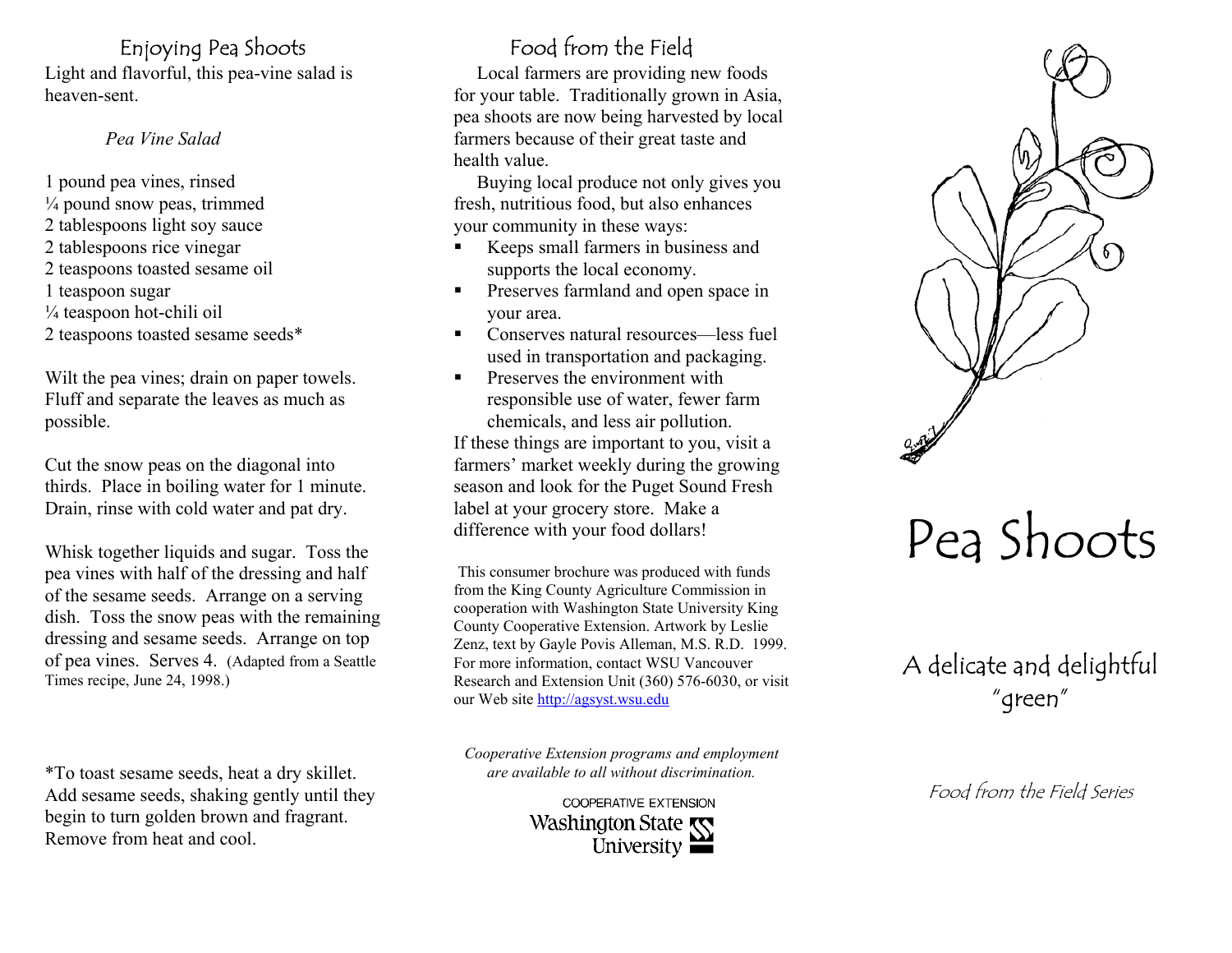## Enjoying Pea Shoots

Light and flavorful, this pea-vine salad is heaven-sent.

*Pea Vine Salad*

1 pound pea vines, rinsed
¼ pound snow peas, trimmed
2 tablespoons light soy sauce
2 tablespoons rice vinegar
2 teaspoons toasted sesame oil
1 teaspoon sugar
¼ teaspoon hot-chili oil
2 teaspoons toasted sesame seeds*

Wilt the pea vines; drain on paper towels. Fluff and separate the leaves as much as possible.

Cut the snow peas on the diagonal into thirds. Place in boiling water for 1 minute. Drain, rinse with cold water and pat dry.

Whisk together liquids and sugar. Toss the pea vines with half of the dressing and half of the sesame seeds. Arrange on a serving dish. Toss the snow peas with the remaining dressing and sesame seeds. Arrange on top of pea vines. Serves 4. (Adapted from a Seattle Times recipe, June 24, 1998.)

*To toast sesame seeds, heat a dry skillet. Add sesame seeds, shaking gently until they begin to turn golden brown and fragrant. Remove from heat and cool.

## Food from the Field

Local farmers are providing new foods for your table. Traditionally grown in Asia, pea shoots are now being harvested by local farmers because of their great taste and health value.

Buying local produce not only gives you fresh, nutritious food, but also enhances your community in these ways:

- Keeps small farmers in business and supports the local economy.
- Preserves farmland and open space in your area.
- Conserves natural resources—less fuel used in transportation and packaging.
- Preserves the environment with responsible use of water, fewer farm chemicals, and less air pollution.

If these things are important to you, visit a farmers' market weekly during the growing season and look for the Puget Sound Fresh label at your grocery store. Make a difference with your food dollars!

This consumer brochure was produced with funds from the King County Agriculture Commission in cooperation with Washington State University King County Cooperative Extension. Artwork by Leslie Zenz, text by Gayle Povis Alleman, M.S. R.D. 1999. For more information, contact WSU Vancouver Research and Extension Unit (360) 576-6030, or visit our Web site http://agsyst.wsu.edu

*Cooperative Extension programs and employment are available to all without discrimination.*

COOPERATIVE EXTENSION
Washington State University

# Pea Shoots

## A delicate and delightful "green"

*Food from the Field Series*